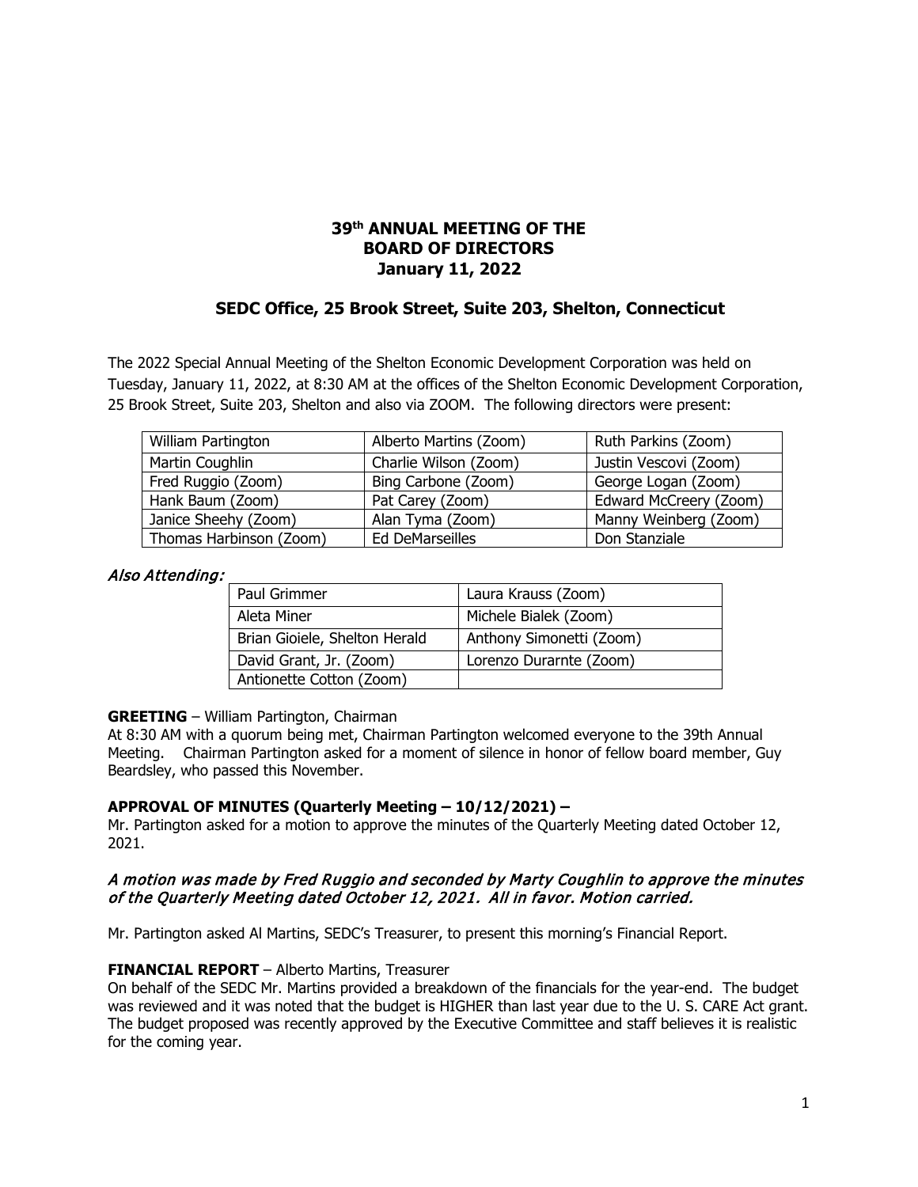# 39th ANNUAL MEETING OF THE BOARD OF DIRECTORS
## January 11, 2022

## SEDC Office, 25 Brook Street, Suite 203, Shelton, Connecticut

The 2022 Special Annual Meeting of the Shelton Economic Development Corporation was held on Tuesday, January 11, 2022, at 8:30 AM at the offices of the Shelton Economic Development Corporation, 25 Brook Street, Suite 203, Shelton and also via ZOOM. The following directors were present:

| | | |
|---|---|---|
| William Partington | Alberto Martins (Zoom) | Ruth Parkins (Zoom) |
| Martin Coughlin | Charlie Wilson (Zoom) | Justin Vescovi (Zoom) |
| Fred Ruggio (Zoom) | Bing Carbone (Zoom) | George Logan (Zoom) |
| Hank Baum (Zoom) | Pat Carey (Zoom) | Edward McCreery (Zoom) |
| Janice Sheehy (Zoom) | Alan Tyma (Zoom) | Manny Weinberg (Zoom) |
| Thomas Harbinson (Zoom) | Ed DeMarseilles | Don Stanziale |

***Also Attending:***

| | |
|---|---|
| Paul Grimmer | Laura Krauss (Zoom) |
| Aleta Miner | Michele Bialek (Zoom) |
| Brian Gioiele, Shelton Herald | Anthony Simonetti (Zoom) |
| David Grant, Jr. (Zoom) | Lorenzo Durarnte (Zoom) |
| Antionette Cotton (Zoom) | |

**GREETING** – William Partington, Chairman
At 8:30 AM with a quorum being met, Chairman Partington welcomed everyone to the 39th Annual Meeting. Chairman Partington asked for a moment of silence in honor of fellow board member, Guy Beardsley, who passed this November.

**APPROVAL OF MINUTES (Quarterly Meeting – 10/12/2021) –**
Mr. Partington asked for a motion to approve the minutes of the Quarterly Meeting dated October 12, 2021.

***A motion was made by Fred Ruggio and seconded by Marty Coughlin to approve the minutes of the Quarterly Meeting dated October 12, 2021. All in favor. Motion carried.***

Mr. Partington asked Al Martins, SEDC's Treasurer, to present this morning's Financial Report.

**FINANCIAL REPORT** – Alberto Martins, Treasurer
On behalf of the SEDC Mr. Martins provided a breakdown of the financials for the year-end. The budget was reviewed and it was noted that the budget is HIGHER than last year due to the U. S. CARE Act grant. The budget proposed was recently approved by the Executive Committee and staff believes it is realistic for the coming year.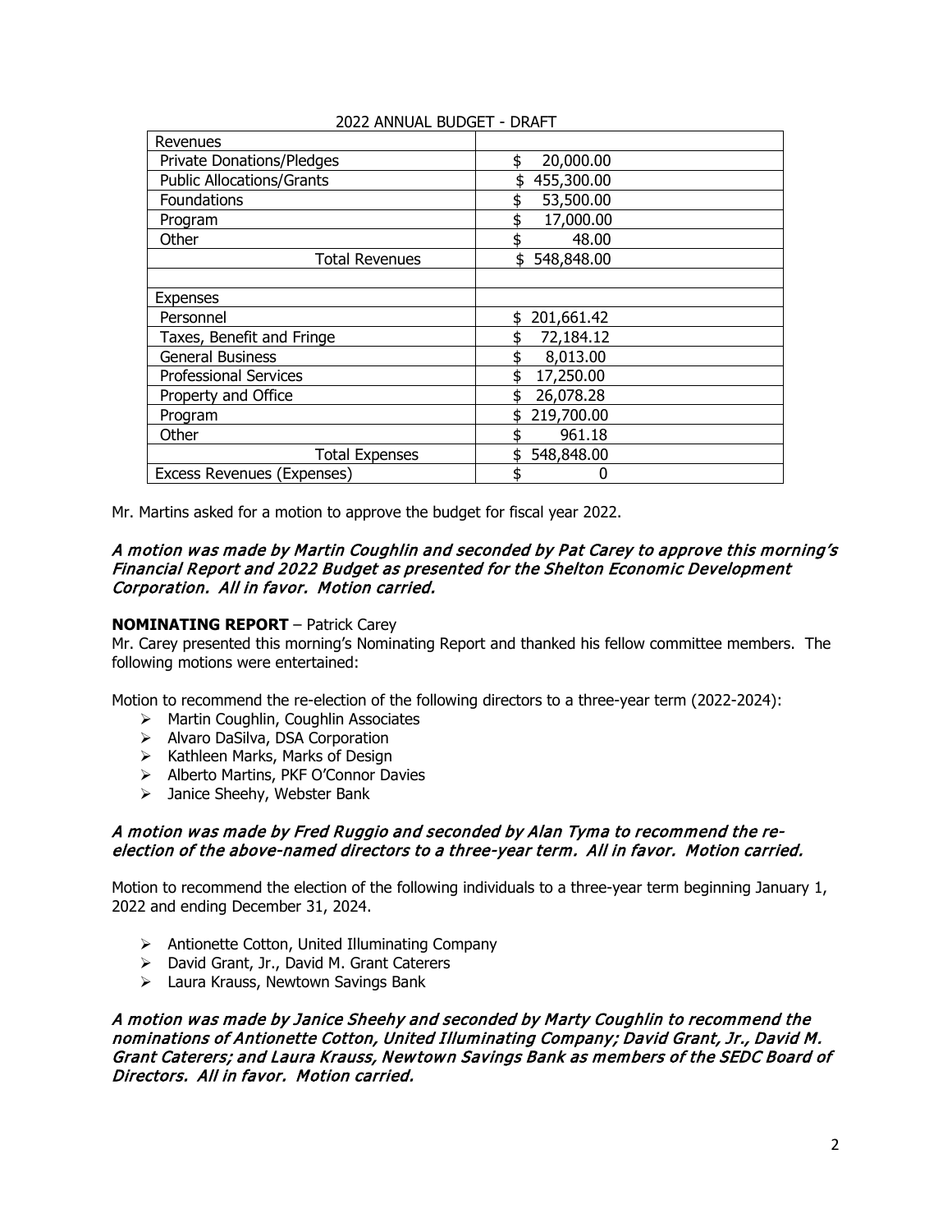2022 ANNUAL BUDGET - DRAFT

| Revenues | |
|---|---|
| Private Donations/Pledges | $ 20,000.00 |
| Public Allocations/Grants | $ 455,300.00 |
| Foundations | $ 53,500.00 |
| Program | $ 17,000.00 |
| Other | $ 48.00 |
| Total Revenues | $ 548,848.00 |
| | |
| Expenses | |
| Personnel | $ 201,661.42 |
| Taxes, Benefit and Fringe | $ 72,184.12 |
| General Business | $ 8,013.00 |
| Professional Services | $ 17,250.00 |
| Property and Office | $ 26,078.28 |
| Program | $ 219,700.00 |
| Other | $ 961.18 |
| Total Expenses | $ 548,848.00 |
| Excess Revenues (Expenses) | $ 0 |

Mr. Martins asked for a motion to approve the budget for fiscal year 2022.

*A motion was made by Martin Coughlin and seconded by Pat Carey to approve this morning's Financial Report and 2022 Budget as presented for the Shelton Economic Development Corporation. All in favor. Motion carried.*

**NOMINATING REPORT** – Patrick Carey

Mr. Carey presented this morning's Nominating Report and thanked his fellow committee members. The following motions were entertained:

Motion to recommend the re-election of the following directors to a three-year term (2022-2024):

- Martin Coughlin, Coughlin Associates
- Alvaro DaSilva, DSA Corporation
- Kathleen Marks, Marks of Design
- Alberto Martins, PKF O'Connor Davies
- Janice Sheehy, Webster Bank

*A motion was made by Fred Ruggio and seconded by Alan Tyma to recommend the re-election of the above-named directors to a three-year term. All in favor. Motion carried.*

Motion to recommend the election of the following individuals to a three-year term beginning January 1, 2022 and ending December 31, 2024.

- Antionette Cotton, United Illuminating Company
- David Grant, Jr., David M. Grant Caterers
- Laura Krauss, Newtown Savings Bank

*A motion was made by Janice Sheehy and seconded by Marty Coughlin to recommend the nominations of Antionette Cotton, United Illuminating Company; David Grant, Jr., David M. Grant Caterers; and Laura Krauss, Newtown Savings Bank as members of the SEDC Board of Directors. All in favor. Motion carried.*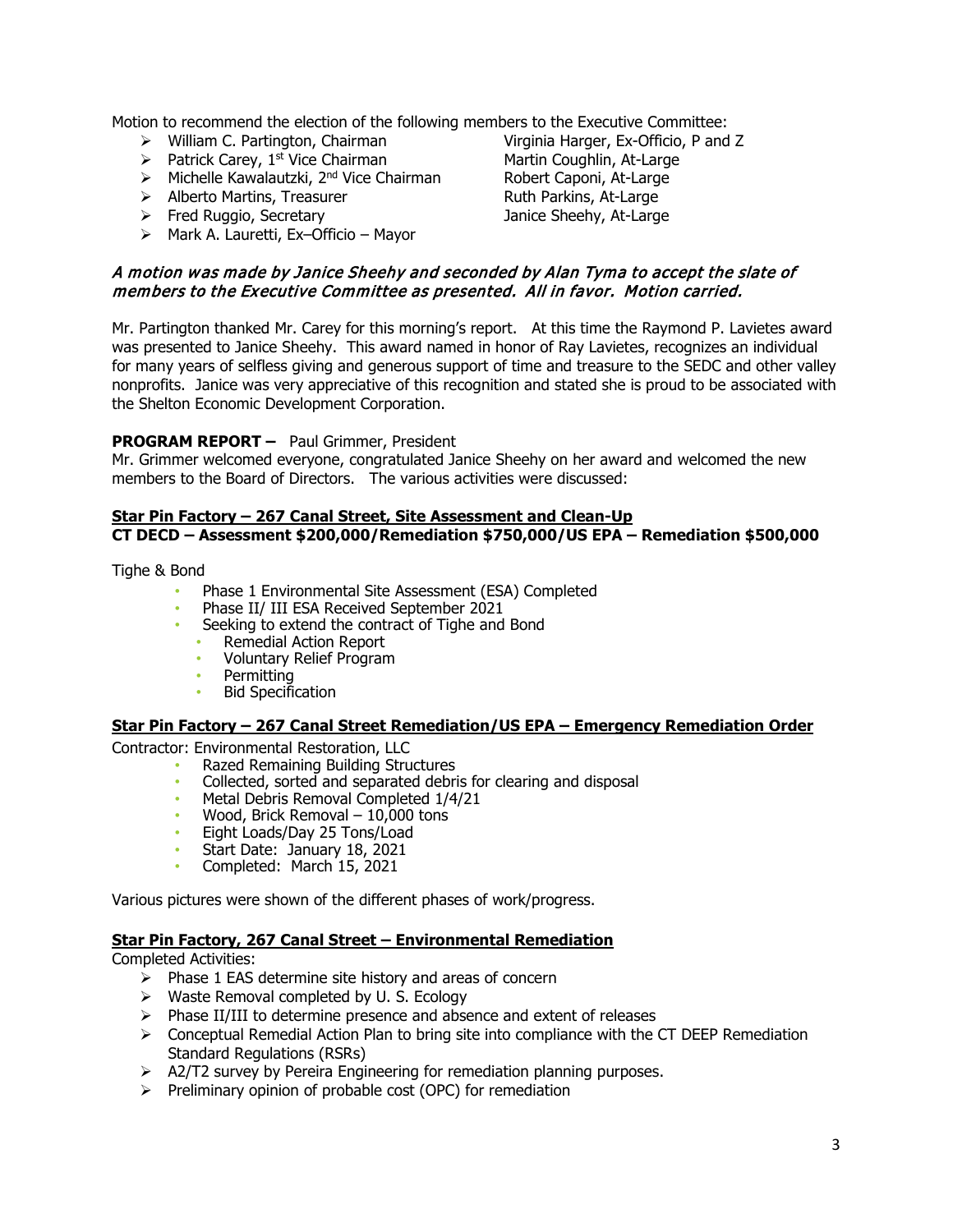Motion to recommend the election of the following members to the Executive Committee:

- William C. Partington, Chairman
- Patrick Carey, 1st Vice Chairman
- Michelle Kawalautzki, 2nd Vice Chairman
- Alberto Martins, Treasurer
- Fred Ruggio, Secretary
- Mark A. Lauretti, Ex–Officio – Mayor
- Virginia Harger, Ex-Officio, P and Z
- Martin Coughlin, At-Large
- Robert Caponi, At-Large
- Ruth Parkins, At-Large
- Janice Sheehy, At-Large

*A motion was made by Janice Sheehy and seconded by Alan Tyma to accept the slate of members to the Executive Committee as presented. All in favor. Motion carried.*

Mr. Partington thanked Mr. Carey for this morning's report. At this time the Raymond P. Lavietes award was presented to Janice Sheehy. This award named in honor of Ray Lavietes, recognizes an individual for many years of selfless giving and generous support of time and treasure to the SEDC and other valley nonprofits. Janice was very appreciative of this recognition and stated she is proud to be associated with the Shelton Economic Development Corporation.

**PROGRAM REPORT –** Paul Grimmer, President

Mr. Grimmer welcomed everyone, congratulated Janice Sheehy on her award and welcomed the new members to the Board of Directors. The various activities were discussed:

**Star Pin Factory – 267 Canal Street, Site Assessment and Clean-Up**
**CT DECD – Assessment $200,000/Remediation $750,000/US EPA – Remediation $500,000**

Tighe & Bond

- Phase 1 Environmental Site Assessment (ESA) Completed
- Phase II/ III ESA Received September 2021
- Seeking to extend the contract of Tighe and Bond
  - Remedial Action Report
  - Voluntary Relief Program
  - Permitting
  - Bid Specification

**Star Pin Factory – 267 Canal Street Remediation/US EPA – Emergency Remediation Order**

Contractor: Environmental Restoration, LLC

- Razed Remaining Building Structures
- Collected, sorted and separated debris for clearing and disposal
- Metal Debris Removal Completed 1/4/21
- Wood, Brick Removal – 10,000 tons
- Eight Loads/Day 25 Tons/Load
- Start Date: January 18, 2021
- Completed: March 15, 2021

Various pictures were shown of the different phases of work/progress.

**Star Pin Factory, 267 Canal Street – Environmental Remediation**

Completed Activities:

- Phase 1 EAS determine site history and areas of concern
- Waste Removal completed by U. S. Ecology
- Phase II/III to determine presence and absence and extent of releases
- Conceptual Remedial Action Plan to bring site into compliance with the CT DEEP Remediation Standard Regulations (RSRs)
- A2/T2 survey by Pereira Engineering for remediation planning purposes.
- Preliminary opinion of probable cost (OPC) for remediation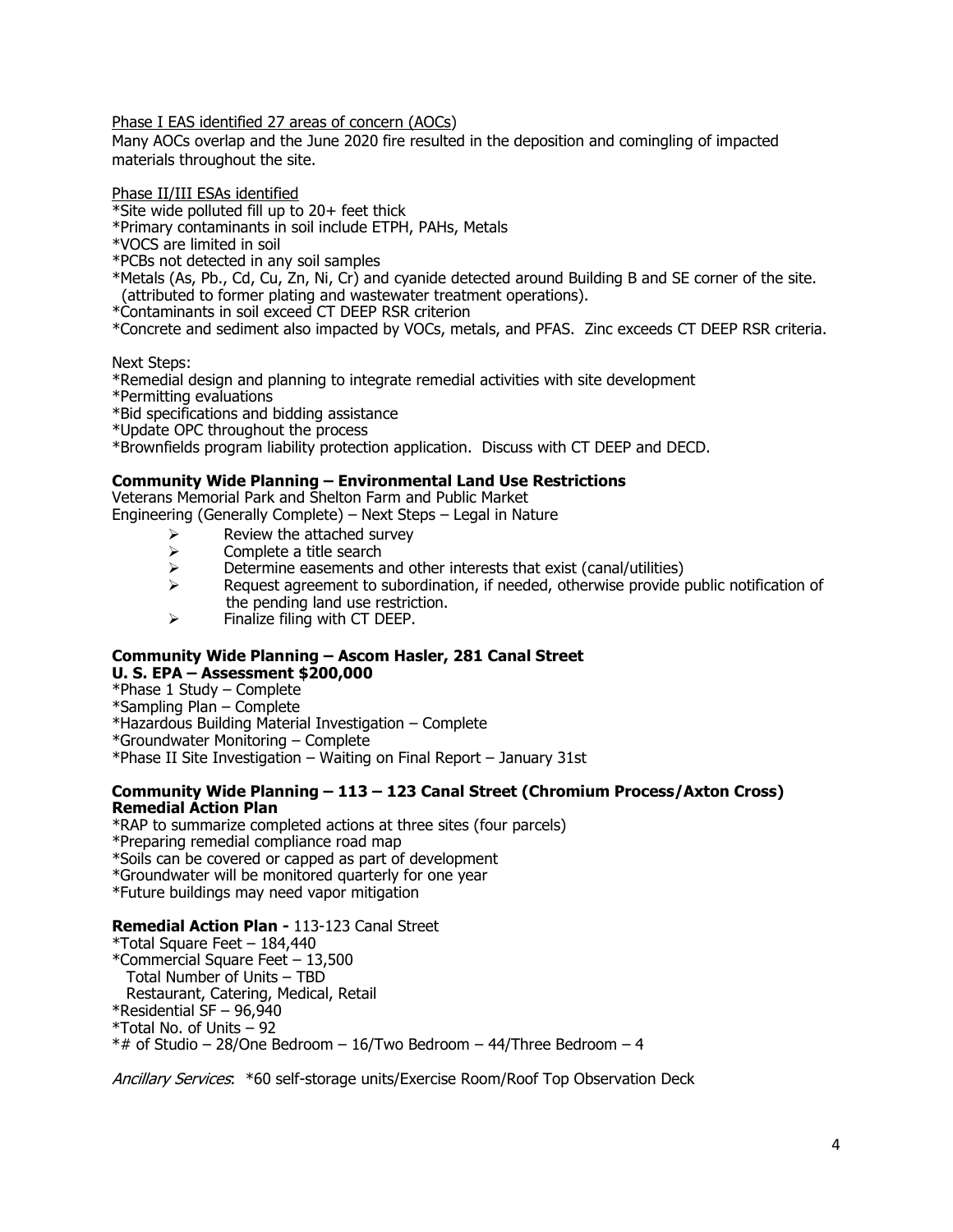Phase I EAS identified 27 areas of concern (AOCs)

Many AOCs overlap and the June 2020 fire resulted in the deposition and comingling of impacted materials throughout the site.

Phase II/III ESAs identified

*Site wide polluted fill up to 20+ feet thick
*Primary contaminants in soil include ETPH, PAHs, Metals
*VOCS are limited in soil
*PCBs not detected in any soil samples
*Metals (As, Pb., Cd, Cu, Zn, Ni, Cr) and cyanide detected around Building B and SE corner of the site. (attributed to former plating and wastewater treatment operations).
*Contaminants in soil exceed CT DEEP RSR criterion
*Concrete and sediment also impacted by VOCs, metals, and PFAS. Zinc exceeds CT DEEP RSR criteria.

Next Steps:

*Remedial design and planning to integrate remedial activities with site development
*Permitting evaluations
*Bid specifications and bidding assistance
*Update OPC throughout the process
*Brownfields program liability protection application. Discuss with CT DEEP and DECD.

**Community Wide Planning – Environmental Land Use Restrictions**

Veterans Memorial Park and Shelton Farm and Public Market

Engineering (Generally Complete) – Next Steps – Legal in Nature

- Review the attached survey
- Complete a title search
- Determine easements and other interests that exist (canal/utilities)
- Request agreement to subordination, if needed, otherwise provide public notification of the pending land use restriction.
- Finalize filing with CT DEEP.

**Community Wide Planning – Ascom Hasler, 281 Canal Street**
**U. S. EPA – Assessment $200,000**

*Phase 1 Study – Complete
*Sampling Plan – Complete
*Hazardous Building Material Investigation – Complete
*Groundwater Monitoring – Complete
*Phase II Site Investigation – Waiting on Final Report – January 31st

**Community Wide Planning – 113 – 123 Canal Street (Chromium Process/Axton Cross) Remedial Action Plan**

*RAP to summarize completed actions at three sites (four parcels)
*Preparing remedial compliance road map
*Soils can be covered or capped as part of development
*Groundwater will be monitored quarterly for one year
*Future buildings may need vapor mitigation

**Remedial Action Plan -** 113-123 Canal Street

*Total Square Feet – 184,440
*Commercial Square Feet – 13,500
Total Number of Units – TBD
Restaurant, Catering, Medical, Retail
*Residential SF – 96,940
*Total No. of Units – 92
*# of Studio – 28/One Bedroom – 16/Two Bedroom – 44/Three Bedroom – 4

*Ancillary Services*: *60 self-storage units/Exercise Room/Roof Top Observation Deck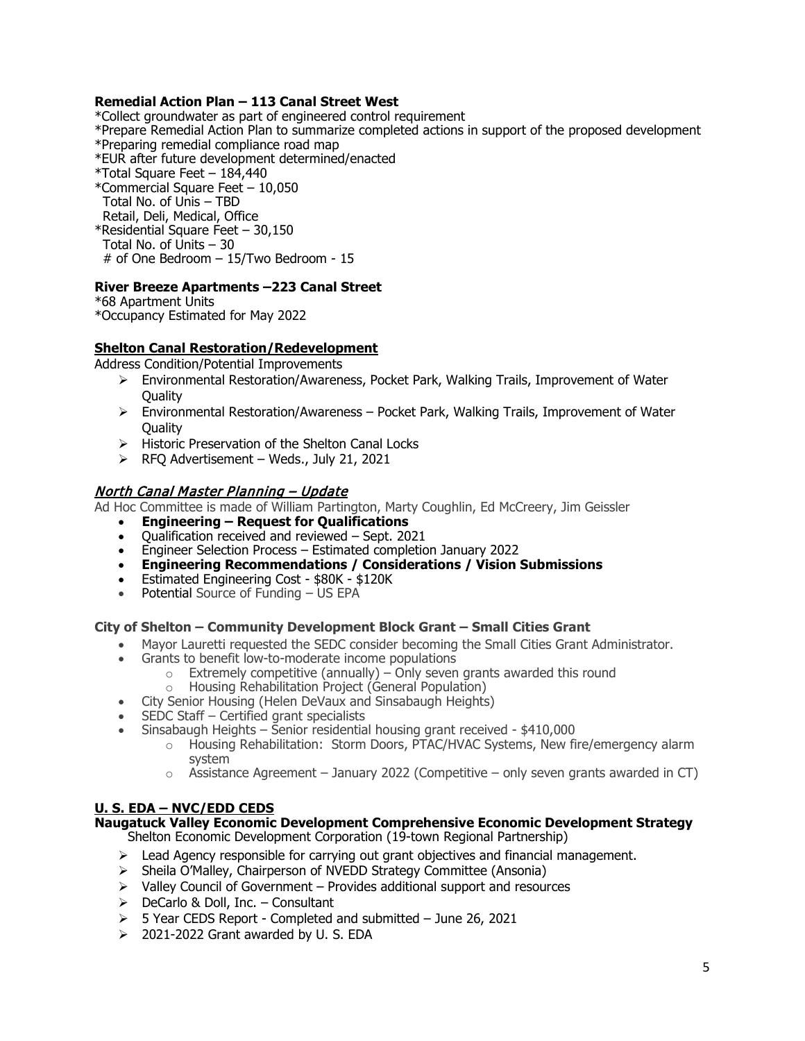**Remedial Action Plan – 113 Canal Street West**

*Collect groundwater as part of engineered control requirement
*Prepare Remedial Action Plan to summarize completed actions in support of the proposed development
*Preparing remedial compliance road map
*EUR after future development determined/enacted
*Total Square Feet – 184,440
*Commercial Square Feet – 10,050
  Total No. of Unis – TBD
  Retail, Deli, Medical, Office
*Residential Square Feet – 30,150
  Total No. of Units – 30
  # of One Bedroom – 15/Two Bedroom - 15

**River Breeze Apartments –223 Canal Street**

*68 Apartment Units
*Occupancy Estimated for May 2022

**Shelton Canal Restoration/Redevelopment**

Address Condition/Potential Improvements

- Environmental Restoration/Awareness, Pocket Park, Walking Trails, Improvement of Water Quality
- Environmental Restoration/Awareness – Pocket Park, Walking Trails, Improvement of Water Quality
- Historic Preservation of the Shelton Canal Locks
- RFQ Advertisement – Weds., July 21, 2021

***North Canal Master Planning – Update***

Ad Hoc Committee is made of William Partington, Marty Coughlin, Ed McCreery, Jim Geissler

- **Engineering – Request for Qualifications**
- Qualification received and reviewed – Sept. 2021
- Engineer Selection Process – Estimated completion January 2022
- **Engineering Recommendations / Considerations / Vision Submissions**
- Estimated Engineering Cost - $80K - $120K
- Potential Source of Funding – US EPA

**City of Shelton – Community Development Block Grant – Small Cities Grant**

- Mayor Lauretti requested the SEDC consider becoming the Small Cities Grant Administrator.
- Grants to benefit low-to-moderate income populations
  - Extremely competitive (annually) – Only seven grants awarded this round
  - Housing Rehabilitation Project (General Population)
- City Senior Housing (Helen DeVaux and Sinsabaugh Heights)
- SEDC Staff – Certified grant specialists
- Sinsabaugh Heights – Senior residential housing grant received - $410,000
  - Housing Rehabilitation: Storm Doors, PTAC/HVAC Systems, New fire/emergency alarm system
  - Assistance Agreement – January 2022 (Competitive – only seven grants awarded in CT)

**U. S. EDA – NVC/EDD CEDS**

**Naugatuck Valley Economic Development Comprehensive Economic Development Strategy**
Shelton Economic Development Corporation (19-town Regional Partnership)

- Lead Agency responsible for carrying out grant objectives and financial management.
- Sheila O'Malley, Chairperson of NVEDD Strategy Committee (Ansonia)
- Valley Council of Government – Provides additional support and resources
- DeCarlo & Doll, Inc. – Consultant
- 5 Year CEDS Report - Completed and submitted – June 26, 2021
- 2021-2022 Grant awarded by U. S. EDA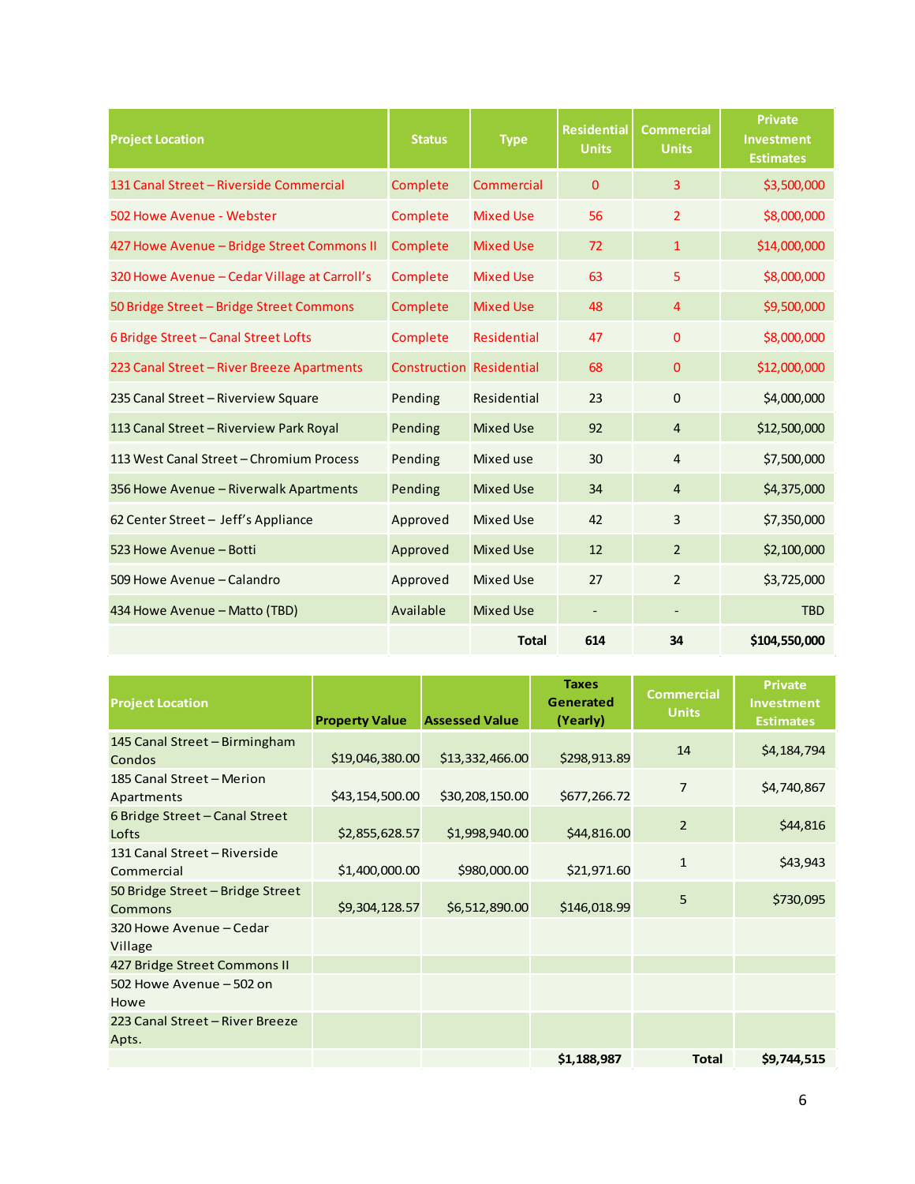| Project Location | Status | Type | Residential Units | Commercial Units | Private Investment Estimates |
|---|---|---|---|---|---|
| 131 Canal Street – Riverside Commercial | Complete | Commercial | 0 | 3 | $3,500,000 |
| 502 Howe Avenue - Webster | Complete | Mixed Use | 56 | 2 | $8,000,000 |
| 427 Howe Avenue – Bridge Street Commons II | Complete | Mixed Use | 72 | 1 | $14,000,000 |
| 320 Howe Avenue – Cedar Village at Carroll's | Complete | Mixed Use | 63 | 5 | $8,000,000 |
| 50 Bridge Street – Bridge Street Commons | Complete | Mixed Use | 48 | 4 | $9,500,000 |
| 6 Bridge Street – Canal Street Lofts | Complete | Residential | 47 | 0 | $8,000,000 |
| 223 Canal Street – River Breeze Apartments | Construction | Residential | 68 | 0 | $12,000,000 |
| 235 Canal Street – Riverview Square | Pending | Residential | 23 | 0 | $4,000,000 |
| 113 Canal Street – Riverview Park Royal | Pending | Mixed Use | 92 | 4 | $12,500,000 |
| 113 West Canal Street – Chromium Process | Pending | Mixed use | 30 | 4 | $7,500,000 |
| 356 Howe Avenue – Riverwalk Apartments | Pending | Mixed Use | 34 | 4 | $4,375,000 |
| 62 Center Street – Jeff's Appliance | Approved | Mixed Use | 42 | 3 | $7,350,000 |
| 523 Howe Avenue – Botti | Approved | Mixed Use | 12 | 2 | $2,100,000 |
| 509 Howe Avenue – Calandro | Approved | Mixed Use | 27 | 2 | $3,725,000 |
| 434 Howe Avenue – Matto (TBD) | Available | Mixed Use | - | - | TBD |
| | | **Total** | **614** | **34** | **$104,550,000** |

| Project Location | Property Value | Assessed Value | Taxes Generated (Yearly) | Commercial Units | Private Investment Estimates |
|---|---|---|---|---|---|
| 145 Canal Street – Birmingham Condos | $19,046,380.00 | $13,332,466.00 | $298,913.89 | 14 | $4,184,794 |
| 185 Canal Street – Merion Apartments | $43,154,500.00 | $30,208,150.00 | $677,266.72 | 7 | $4,740,867 |
| 6 Bridge Street – Canal Street Lofts | $2,855,628.57 | $1,998,940.00 | $44,816.00 | 2 | $44,816 |
| 131 Canal Street – Riverside Commercial | $1,400,000.00 | $980,000.00 | $21,971.60 | 1 | $43,943 |
| 50 Bridge Street – Bridge Street Commons | $9,304,128.57 | $6,512,890.00 | $146,018.99 | 5 | $730,095 |
| 320 Howe Avenue – Cedar Village | | | | | |
| 427 Bridge Street Commons II | | | | | |
| 502 Howe Avenue – 502 on Howe | | | | | |
| 223 Canal Street – River Breeze Apts. | | | | | |
| | | | **$1,188,987** | **Total** | **$9,744,515** |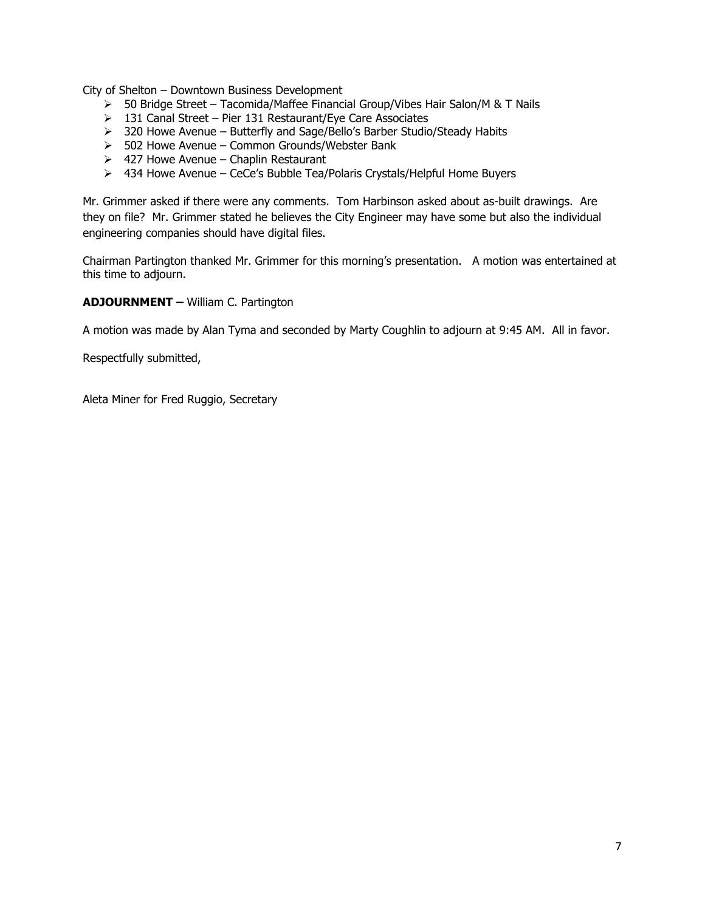City of Shelton – Downtown Business Development

- 50 Bridge Street – Tacomida/Maffee Financial Group/Vibes Hair Salon/M & T Nails
- 131 Canal Street – Pier 131 Restaurant/Eye Care Associates
- 320 Howe Avenue – Butterfly and Sage/Bello's Barber Studio/Steady Habits
- 502 Howe Avenue – Common Grounds/Webster Bank
- 427 Howe Avenue – Chaplin Restaurant
- 434 Howe Avenue – CeCe's Bubble Tea/Polaris Crystals/Helpful Home Buyers

Mr. Grimmer asked if there were any comments. Tom Harbinson asked about as-built drawings. Are they on file? Mr. Grimmer stated he believes the City Engineer may have some but also the individual engineering companies should have digital files.

Chairman Partington thanked Mr. Grimmer for this morning's presentation. A motion was entertained at this time to adjourn.

**ADJOURNMENT –** William C. Partington

A motion was made by Alan Tyma and seconded by Marty Coughlin to adjourn at 9:45 AM. All in favor.

Respectfully submitted,

Aleta Miner for Fred Ruggio, Secretary